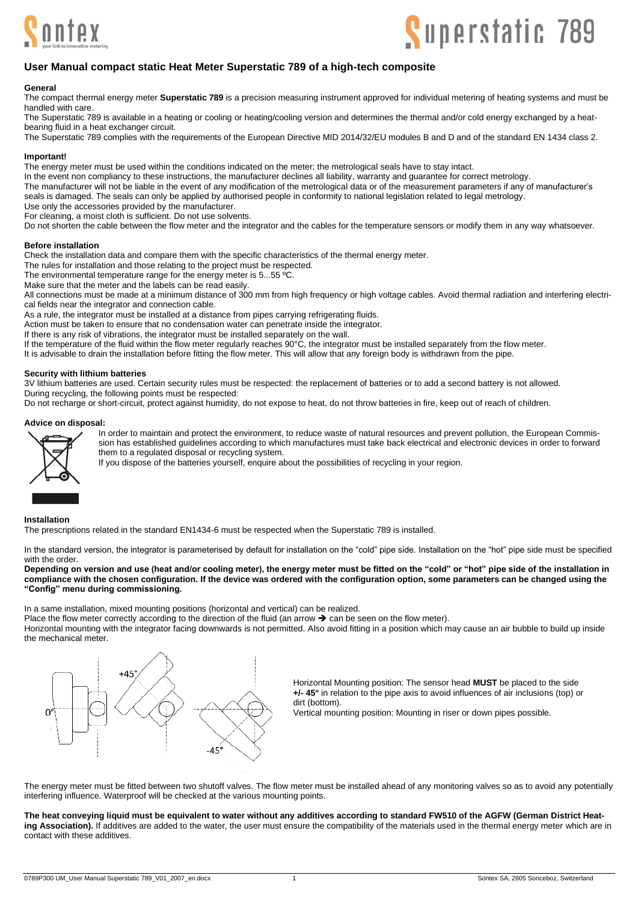# User Manual compact static Heat Meter Superstatic 789 of a high-tech composite

### General

The compact thermal energy meter **Superstatic 789** is a precision measuring instrument approved for individual metering of heating systems and must be handled with care.

The Superstatic 789 is available in a heating or cooling or heating/cooling version and determines the thermal and/or cold energy exchanged by a heat-bearing fluid in a heat exchanger circuit.

The Superstatic 789 complies with the requirements of the European Directive MID 2014/32/EU modules B and D and of the standard EN 1434 class 2.

### Important!

The energy meter must be used within the conditions indicated on the meter; the metrological seals have to stay intact.

In the event non compliancy to these instructions, the manufacturer declines all liability, warranty and guarantee for correct metrology.

The manufacturer will not be liable in the event of any modification of the metrological data or of the measurement parameters if any of manufacturer's seals is damaged. The seals can only be applied by authorised people in conformity to national legislation related to legal metrology.

Use only the accessories provided by the manufacturer.

For cleaning, a moist cloth is sufficient. Do not use solvents.

Do not shorten the cable between the flow meter and the integrator and the cables for the temperature sensors or modify them in any way whatsoever.

### Before installation

Check the installation data and compare them with the specific characteristics of the thermal energy meter.

The rules for installation and those relating to the project must be respected.

The environmental temperature range for the energy meter is 5...55 ºC.

Make sure that the meter and the labels can be read easily.

All connections must be made at a minimum distance of 300 mm from high frequency or high voltage cables. Avoid thermal radiation and interfering electrical fields near the integrator and connection cable.

As a rule, the integrator must be installed at a distance from pipes carrying refrigerating fluids.

Action must be taken to ensure that no condensation water can penetrate inside the integrator.

If there is any risk of vibrations, the integrator must be installed separately on the wall.

If the temperature of the fluid within the flow meter regularly reaches 90°C, the integrator must be installed separately from the flow meter.

It is advisable to drain the installation before fitting the flow meter. This will allow that any foreign body is withdrawn from the pipe.

### Security with lithium batteries

3V lithium batteries are used. Certain security rules must be respected: the replacement of batteries or to add a second battery is not allowed.

During recycling, the following points must be respected:

Do not recharge or short-circuit, protect against humidity, do not expose to heat, do not throw batteries in fire, keep out of reach of children.

### Advice on disposal:

In order to maintain and protect the environment, to reduce waste of natural resources and prevent pollution, the European Commission has established guidelines according to which manufactures must take back electrical and electronic devices in order to forward them to a regulated disposal or recycling system.

If you dispose of the batteries yourself, enquire about the possibilities of recycling in your region.

### Installation

The prescriptions related in the standard EN1434-6 must be respected when the Superstatic 789 is installed.

In the standard version, the integrator is parameterised by default for installation on the "cold" pipe side. Installation on the "hot" pipe side must be specified with the order.

**Depending on version and use (heat and/or cooling meter), the energy meter must be fitted on the "cold" or "hot" pipe side of the installation in compliance with the chosen configuration. If the device was ordered with the configuration option, some parameters can be changed using the "Config" menu during commissioning.**

In a same installation, mixed mounting positions (horizontal and vertical) can be realized.

Place the flow meter correctly according to the direction of the fluid (an arrow ➔ can be seen on the flow meter).

Horizontal mounting with the integrator facing downwards is not permitted. Also avoid fitting in a position which may cause an air bubble to build up inside the mechanical meter.

Horizontal Mounting position: The sensor head **MUST** be placed to the side **+/- 45°** in relation to the pipe axis to avoid influences of air inclusions (top) or dirt (bottom).

Vertical mounting position: Mounting in riser or down pipes possible.

The energy meter must be fitted between two shutoff valves. The flow meter must be installed ahead of any monitoring valves so as to avoid any potentially interfering influence. Waterproof will be checked at the various mounting points.

**The heat conveying liquid must be equivalent to water without any additives according to standard FW510 of the AGFW (German District Heating Association).** If additives are added to the water, the user must ensure the compatibility of the materials used in the thermal energy meter which are in contact with these additives.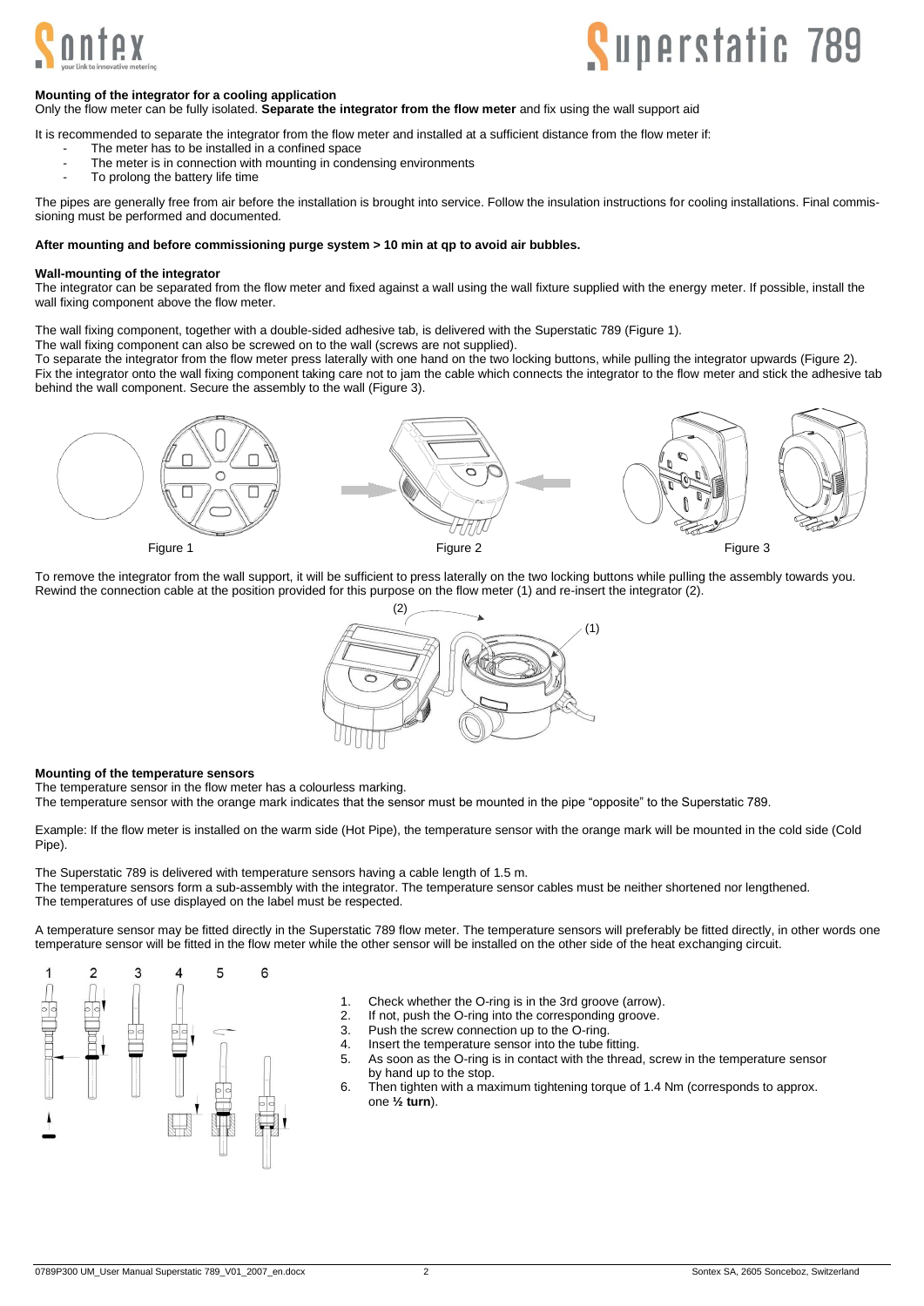**Mounting of the integrator for a cooling application**

Only the flow meter can be fully isolated. **Separate the integrator from the flow meter** and fix using the wall support aid

It is recommended to separate the integrator from the flow meter and installed at a sufficient distance from the flow meter if:

- The meter has to be installed in a confined space
- The meter is in connection with mounting in condensing environments
- To prolong the battery life time

The pipes are generally free from air before the installation is brought into service. Follow the insulation instructions for cooling installations. Final commissioning must be performed and documented.

**After mounting and before commissioning purge system > 10 min at qp to avoid air bubbles.**

**Wall-mounting of the integrator**

The integrator can be separated from the flow meter and fixed against a wall using the wall fixture supplied with the energy meter. If possible, install the wall fixing component above the flow meter.

The wall fixing component, together with a double-sided adhesive tab, is delivered with the Superstatic 789 (Figure 1).
The wall fixing component can also be screwed on to the wall (screws are not supplied).
To separate the integrator from the flow meter press laterally with one hand on the two locking buttons, while pulling the integrator upwards (Figure 2).
Fix the integrator onto the wall fixing component taking care not to jam the cable which connects the integrator to the flow meter and stick the adhesive tab behind the wall component. Secure the assembly to the wall (Figure 3).

Figure 1

Figure 2

Figure 3

To remove the integrator from the wall support, it will be sufficient to press laterally on the two locking buttons while pulling the assembly towards you. Rewind the connection cable at the position provided for this purpose on the flow meter (1) and re-insert the integrator (2).

**Mounting of the temperature sensors**

The temperature sensor in the flow meter has a colourless marking.
The temperature sensor with the orange mark indicates that the sensor must be mounted in the pipe "opposite" to the Superstatic 789.

Example: If the flow meter is installed on the warm side (Hot Pipe), the temperature sensor with the orange mark will be mounted in the cold side (Cold Pipe).

The Superstatic 789 is delivered with temperature sensors having a cable length of 1.5 m.
The temperature sensors form a sub-assembly with the integrator. The temperature sensor cables must be neither shortened nor lengthened.
The temperatures of use displayed on the label must be respected.

A temperature sensor may be fitted directly in the Superstatic 789 flow meter. The temperature sensors will preferably be fitted directly, in other words one temperature sensor will be fitted in the flow meter while the other sensor will be installed on the other side of the heat exchanging circuit.

1. Check whether the O-ring is in the 3rd groove (arrow).
2. If not, push the O-ring into the corresponding groove.
3. Push the screw connection up to the O-ring.
4. Insert the temperature sensor into the tube fitting.
5. As soon as the O-ring is in contact with the thread, screw in the temperature sensor by hand up to the stop.
6. Then tighten with a maximum tightening torque of 1.4 Nm (corresponds to approx. one **½ turn**).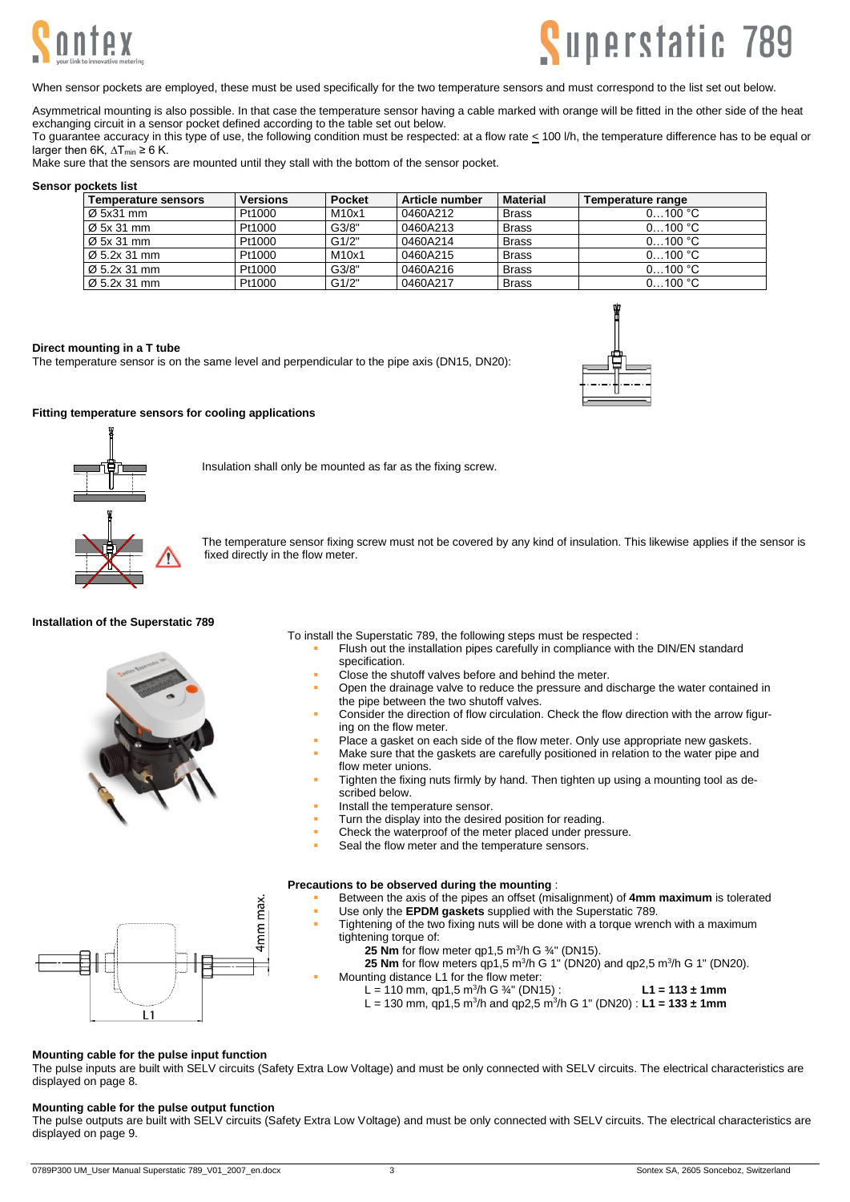When sensor pockets are employed, these must be used specifically for the two temperature sensors and must correspond to the list set out below.

Asymmetrical mounting is also possible. In that case the temperature sensor having a cable marked with orange will be fitted in the other side of the heat exchanging circuit in a sensor pocket defined according to the table set out below.
To guarantee accuracy in this type of use, the following condition must be respected: at a flow rate < 100 l/h, the temperature difference has to be equal or larger then 6K, $\Delta T_{min} \geq 6$ K.
Make sure that the sensors are mounted until they stall with the bottom of the sensor pocket.

**Sensor pockets list**

| Temperature sensors | Versions | Pocket | Article number | Material | Temperature range |
|---|---|---|---|---|---|
| Ø 5x31 mm | Pt1000 | M10x1 | 0460A212 | Brass | 0…100 °C |
| Ø 5x 31 mm | Pt1000 | G3/8" | 0460A213 | Brass | 0…100 °C |
| Ø 5x 31 mm | Pt1000 | G1/2" | 0460A214 | Brass | 0…100 °C |
| Ø 5.2x 31 mm | Pt1000 | M10x1 | 0460A215 | Brass | 0…100 °C |
| Ø 5.2x 31 mm | Pt1000 | G3/8" | 0460A216 | Brass | 0…100 °C |
| Ø 5.2x 31 mm | Pt1000 | G1/2" | 0460A217 | Brass | 0…100 °C |

**Direct mounting in a T tube**

The temperature sensor is on the same level and perpendicular to the pipe axis (DN15, DN20):

**Fitting temperature sensors for cooling applications**

Insulation shall only be mounted as far as the fixing screw.

The temperature sensor fixing screw must not be covered by any kind of insulation. This likewise applies if the sensor is fixed directly in the flow meter.

**Installation of the Superstatic 789**

To install the Superstatic 789, the following steps must be respected :

- Flush out the installation pipes carefully in compliance with the DIN/EN standard specification.
- Close the shutoff valves before and behind the meter.
- Open the drainage valve to reduce the pressure and discharge the water contained in the pipe between the two shutoff valves.
- Consider the direction of flow circulation. Check the flow direction with the arrow figuring on the flow meter.
- Place a gasket on each side of the flow meter. Only use appropriate new gaskets.
- Make sure that the gaskets are carefully positioned in relation to the water pipe and flow meter unions.
- Tighten the fixing nuts firmly by hand. Then tighten up using a mounting tool as described below.
- Install the temperature sensor.
- Turn the display into the desired position for reading.
- Check the waterproof of the meter placed under pressure.
- Seal the flow meter and the temperature sensors.

**Precautions to be observed during the mounting** :

- Between the axis of the pipes an offset (misalignment) of **4mm maximum** is tolerated
- Use only the **EPDM gaskets** supplied with the Superstatic 789.
- Tightening of the two fixing nuts will be done with a torque wrench with a maximum tightening torque of:
  - **25 Nm** for flow meter qp1,5 m³/h G ¾" (DN15).
  - **25 Nm** for flow meters qp1,5 m³/h G 1" (DN20) and qp2,5 m³/h G 1" (DN20).
- Mounting distance L1 for the flow meter:
  - L = 110 mm, qp1,5 m³/h G ¾" (DN15) : **L1 = 113 ± 1mm**
  - L = 130 mm, qp1,5 m³/h and qp2,5 m³/h G 1" (DN20) : **L1 = 133 ± 1mm**

**Mounting cable for the pulse input function**

The pulse inputs are built with SELV circuits (Safety Extra Low Voltage) and must be only connected with SELV circuits. The electrical characteristics are displayed on page 8.

**Mounting cable for the pulse output function**

The pulse outputs are built with SELV circuits (Safety Extra Low Voltage) and must be only connected with SELV circuits. The electrical characteristics are displayed on page 9.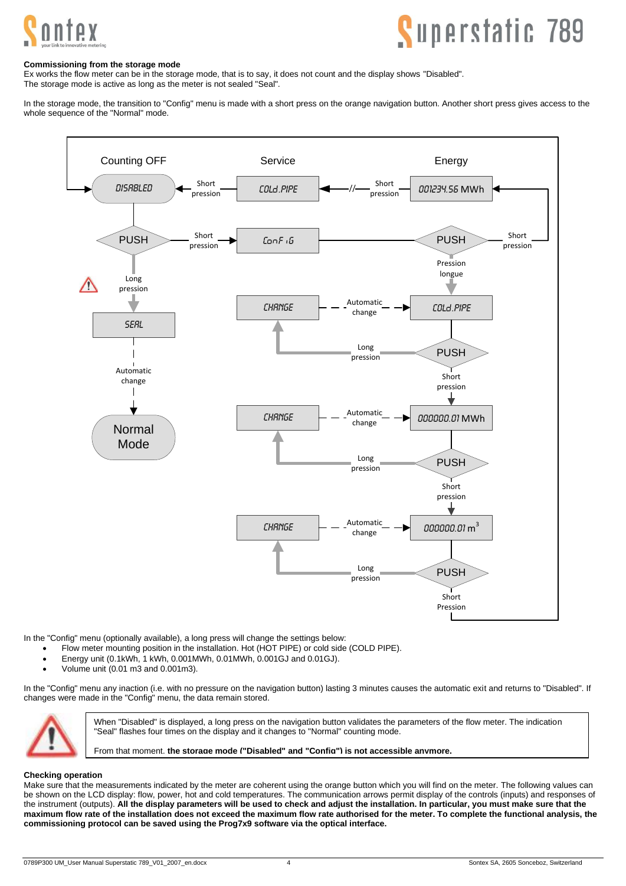### Commissioning from the storage mode

Ex works the flow meter can be in the storage mode, that is to say, it does not count and the display shows "Disabled".
The storage mode is active as long as the meter is not sealed "Seal".

In the storage mode, the transition to "Config" menu is made with a short press on the orange navigation button. Another short press gives access to the whole sequence of the "Normal" mode.

Counting OFF | Service | Energy

- DISABLED ← Short pression ← COLd.PIPE ← // ← Short pression ← 001234.56 MWh
- DISABLED → PUSH → Short pression → ConFiG → PUSH → Short pression → 001234.56 MWh
- PUSH → Long pression → SEAL → Automatic change → Normal Mode
- ConFiG PUSH → Pression longue → COLd.PIPE
- COLd.PIPE → PUSH → Long pression → CHANGE → Automatic change → COLd.PIPE
- PUSH → Short pression → 000000.01 MWh
- 000000.01 MWh → PUSH → Long pression → CHANGE → Automatic change → 000000.01 MWh
- PUSH → Short pression → 000000.01 m³
- 000000.01 m³ → PUSH → Long pression → CHANGE → Automatic change → 000000.01 m³
- PUSH → Short Pression

In the "Config" menu (optionally available), a long press will change the settings below:

- Flow meter mounting position in the installation. Hot (HOT PIPE) or cold side (COLD PIPE).
- Energy unit (0.1kWh, 1 kWh, 0.001MWh, 0.01MWh, 0.001GJ and 0.01GJ).
- Volume unit (0.01 m3 and 0.001m3).

In the "Config" menu any inaction (i.e. with no pressure on the navigation button) lasting 3 minutes causes the automatic exit and returns to "Disabled". If changes were made in the "Config" menu, the data remain stored.

When "Disabled" is displayed, a long press on the navigation button validates the parameters of the flow meter. The indication "Seal" flashes four times on the display and it changes to "Normal" counting mode.

From that moment. **the storage mode ("Disabled" and "Config") is not accessible anymore.**

### Checking operation

Make sure that the measurements indicated by the meter are coherent using the orange button which you will find on the meter. The following values can be shown on the LCD display: flow, power, hot and cold temperatures. The communication arrows permit display of the controls (inputs) and responses of the instrument (outputs). **All the display parameters will be used to check and adjust the installation. In particular, you must make sure that the maximum flow rate of the installation does not exceed the maximum flow rate authorised for the meter. To complete the functional analysis, the commissioning protocol can be saved using the Prog7x9 software via the optical interface.**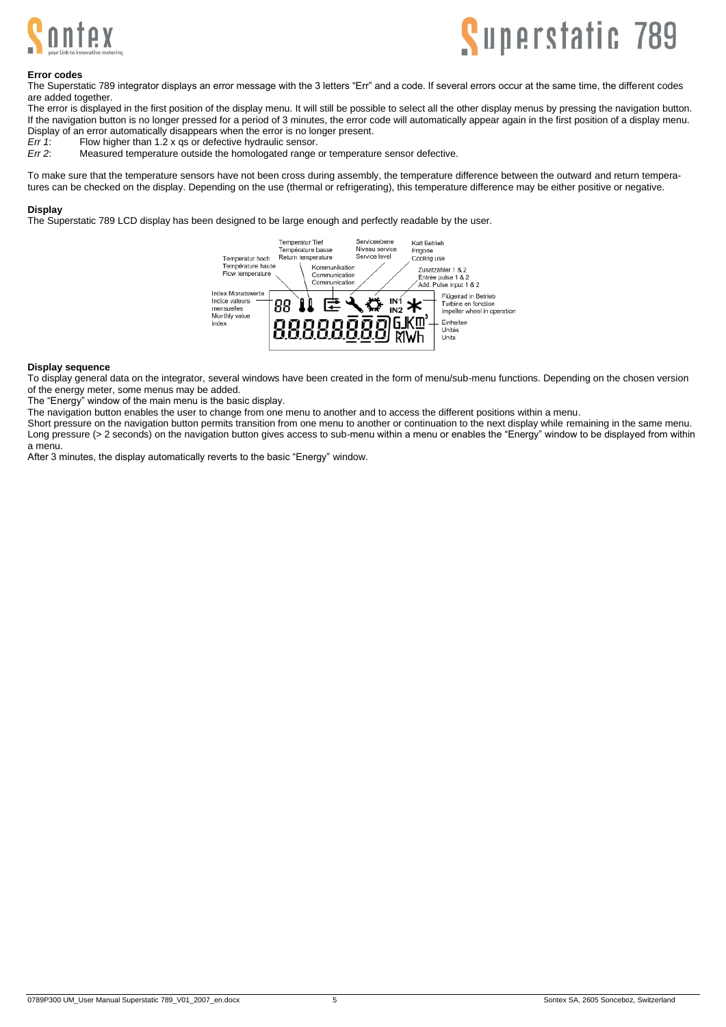**Error codes**

The Superstatic 789 integrator displays an error message with the 3 letters "Err" and a code. If several errors occur at the same time, the different codes are added together.

The error is displayed in the first position of the display menu. It will still be possible to select all the other display menus by pressing the navigation button. If the navigation button is no longer pressed for a period of 3 minutes, the error code will automatically appear again in the first position of a display menu. Display of an error automatically disappears when the error is no longer present.

*Err 1*: Flow higher than 1.2 x qs or defective hydraulic sensor.
*Err 2*: Measured temperature outside the homologated range or temperature sensor defective.

To make sure that the temperature sensors have not been cross during assembly, the temperature difference between the outward and return temperatures can be checked on the display. Depending on the use (thermal or refrigerating), this temperature difference may be either positive or negative.

**Display**

The Superstatic 789 LCD display has been designed to be large enough and perfectly readable by the user.

Temperatur Tief / Température basse / Return temperature
Serviceebene / Niveau service / Service level
Kalt Betrieb / Frigorie / Cooling use
Temperatur hoch / Température haute / Flow temperature
Kommunikation / Communication / Communication
Zusatzzähler 1 & 2 / Entrée pulse 1 & 2 / Add. Pulse input 1 & 2
Index Monatswerte / Indice valeurs mensuelles / Monthly value index
Flügelrad in Betrieb / Turbine en fonction / Impeller wheel in operation
Einheiten / Unités / Units

**Display sequence**

To display general data on the integrator, several windows have been created in the form of menu/sub-menu functions. Depending on the chosen version of the energy meter, some menus may be added.

The "Energy" window of the main menu is the basic display.

The navigation button enables the user to change from one menu to another and to access the different positions within a menu.

Short pressure on the navigation button permits transition from one menu to another or continuation to the next display while remaining in the same menu. Long pressure (> 2 seconds) on the navigation button gives access to sub-menu within a menu or enables the "Energy" window to be displayed from within a menu.

After 3 minutes, the display automatically reverts to the basic "Energy" window.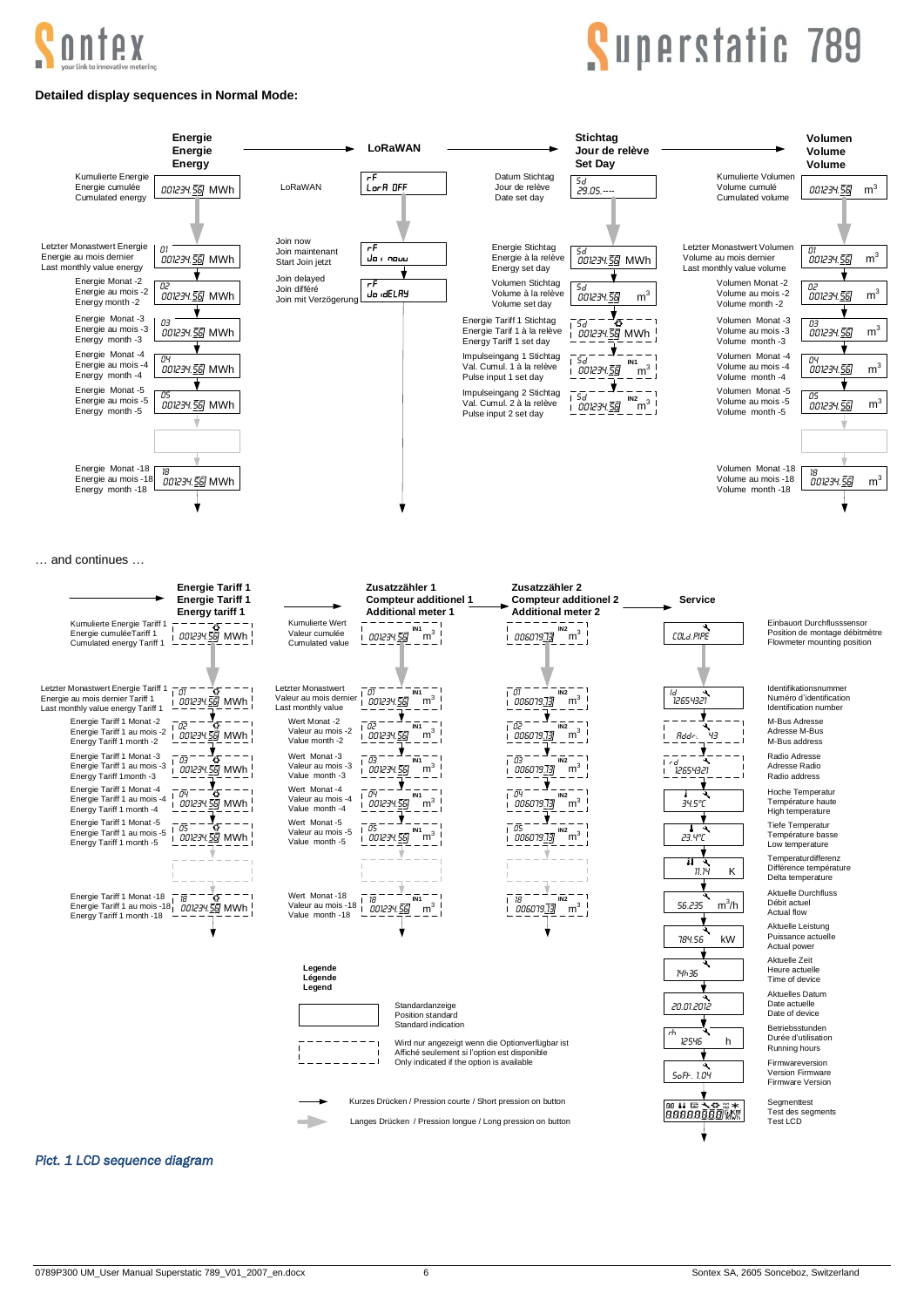### Detailed display sequences in Normal Mode:

**Energie / Energie / Energy**

| Label | Display |
|---|---|
| Kumulierte Energie / Energie cumulée / Cumulated energy | 001234.56 MWh |
| Letzter Monastwert Energie / Energie au mois dernier / Last monthly value energy | 01 001234.56 MWh |
| Energie Monat -2 / Energie au mois -2 / Energy month -2 | 02 001234.56 MWh |
| Energie Monat -3 / Energie au mois -3 / Energy month -3 | 03 001234.56 MWh |
| Energie Monat -4 / Energie au mois -4 / Energy month -4 | 04 001234.56 MWh |
| Energie Monat -5 / Energie au mois -5 / Energy month -5 | 05 001234.56 MWh |
| … | |
| Energie Monat -18 / Energie au mois -18 / Energy month -18 | 18 001234.56 MWh |

**LoRaWAN**

| Label | Display |
|---|---|
| LoRaWAN | rF LorA OFF |
| Join now / Join maintenant / Start Join jetzt | rF Jo i nouu |
| Join delayed / Join différé / Join mit Verzögerung | rF Jo idELAY |

**Stichtag / Jour de relève / Set Day**

| Label | Display |
|---|---|
| Datum Stichtag / Jour de relève / Date set day | Sd 29.05.---- |
| Energie Stichtag / Energie à la relève / Energy set day | Sd 001234.56 MWh |
| Volumen Stichtag / Volume à la relève / Volume set day | Sd 001234.56 m³ |
| Energie Tariff 1 Stichtag / Energie Tarif 1 à la relève / Energy Tariff 1 set day | Sd 001234.56 MWh |
| Impulseingang 1 Stichtag / Val. Cumul. 1 à la relève / Pulse input 1 set day | Sd IN1 001234.56 m³ |
| Impulseingang 2 Stichtag / Val. Cumul. 2 à la relève / Pulse input 2 set day | Sd IN2 001234.56 m³ |

**Volumen / Volume / Volume**

| Label | Display |
|---|---|
| Kumulierte Volumen / Volume cumulé / Cumulated volume | 001234.56 m³ |
| Letzter Monastwert Volumen / Volume au mois dernier / Last monthly value volume | 01 001234.56 m³ |
| Volumen Monat -2 / Volume au mois -2 / Volume month -2 | 02 001234.56 m³ |
| Volumen Monat -3 / Volume au mois -3 / Volume month -3 | 03 001234.56 m³ |
| Volumen Monat -4 / Volume au mois -4 / Volume month -4 | 04 001234.56 m³ |
| Volumen Monat -5 / Volume au mois -5 / Volume month -5 | 05 001234.56 m³ |
| … | |
| Volumen Monat -18 / Volume au mois -18 / Volume month -18 | 18 001234.56 m³ |

… and continues …

**Energie Tariff 1 / Energie Tariff 1 / Energy tariff 1**

| Label | Display |
|---|---|
| Kumulierte Energie Tariff 1 / Energie cumulée Tariff 1 / Cumulated energy Tariff 1 | 001234.56 MWh |
| Letzter Monastwert Energie Tariff 1 / Energie au mois dernier Tariff 1 / Last monthly value energy Tariff 1 | 01 001234.56 MWh |
| Energie Tariff 1 Monat -2 / Energie Tariff 1 au mois -2 / Energy Tariff 1 month -2 | 02 001234.56 MWh |
| Energie Tariff 1 Monat -3 / Energie Tariff 1 au mois -3 / Energy Tariff 1month -3 | 03 001234.56 MWh |
| Energie Tariff 1 Monat -4 / Energie Tariff 1 au mois -4 / Energy Tariff 1 month -4 | 04 001234.56 MWh |
| Energie Tariff 1 Monat -5 / Energie Tariff 1 au mois -5 / Energy Tariff 1 month -5 | 05 001234.56 MWh |
| … | |
| Energie Tariff 1 Monat -18 / Energie Tariff 1 au mois -18 / Energy Tariff 1 month -18 | 18 001234.56 MWh |

**Zusatzzähler 1 / Compteur additionnel 1 / Additional meter 1** and **Zusatzzähler 2 / Compteur additionnel 2 / Additional meter 2**

| Label | Additional meter 1 | Additional meter 2 |
|---|---|---|
| Kumulierte Wert / Valeur cumulée / Cumulated value | IN1 001234.56 m³ | IN2 006079.13 m³ |
| Letzter Monastwert / Valeur au mois dernier / Last monthly value | 01 IN1 001234.56 m³ | 01 IN2 006079.13 m³ |
| Wert Monat -2 / Valeur au mois -2 / Value month -2 | 02 IN1 001234.56 m³ | 02 IN2 006079.13 m³ |
| Wert Monat -3 / Valeur au mois -3 / Value month -3 | 03 IN1 001234.56 m³ | 03 IN2 006079.13 m³ |
| Wert Monat -4 / Valeur au mois -4 / Value month -4 | 04 IN1 001234.56 m³ | 04 IN2 006079.13 m³ |
| Wert Monat -5 / Valeur au mois -5 / Value month -5 | 05 IN1 001234.56 m³ | 05 IN2 006079.13 m³ |
| … | | |
| Wert Monat -18 / Valeur au mois -18 / Value month -18 | 18 IN1 001234.56 m³ | 18 IN2 006079.13 m³ |

**Service**

| Display | Label |
|---|---|
| COLd.PIPE | Einbauort Durchflusssensor / Position de montage débitmètre / Flowmeter mounting position |
| Id 12654321 | Identifikationsnummer / Numéro d'identification / Identification number |
| Addr. 43 | M-Bus Adresse / Adresse M-Bus / M-Bus address |
| rd 12654321 | Radio Adresse / Adresse Radio / Radio address |
| 34.5°C | Hoche Temperatur / Température haute / High temperature |
| 23.4°C | Tiefe Temperatur / Température basse / Low temperature |
| 11.14 K | Temperaturdifferenz / Différence température / Delta temperature |
| 56.235 m³/h | Aktuelle Durchfluss / Débit actuel / Actual flow |
| 784.56 kW | Aktuelle Leistung / Puissance actuelle / Actual power |
| 14h36 | Aktuelle Zeit / Heure actuelle / Time of device |
| 20.01.2012 | Aktuelles Datum / Date actuelle / Date of device |
| rh 12546 h | Betriebsstunden / Durée d'utilisation / Running hours |
| SoFt. 1.04 | Firmwareversion / Version Firmware / Firmware Version |
| 88888888 (all segments) | Segmenttest / Test des segments / Test LCD |

**Legende / Légende / Legend**

- Solid box: Standardanzeige / Position standard / Standard indication
- Dashed box: Wird nur angezeigt wenn die Optionverfügbar ist / Affiché seulement si l'option est disponible / Only indicated if the option is available
- Black arrow: Kurzes Drücken / Pression courte / Short pression on button
- Grey arrow: Langes Drücken / Pression longue / Long pression on button

*Pict. 1 LCD sequence diagram*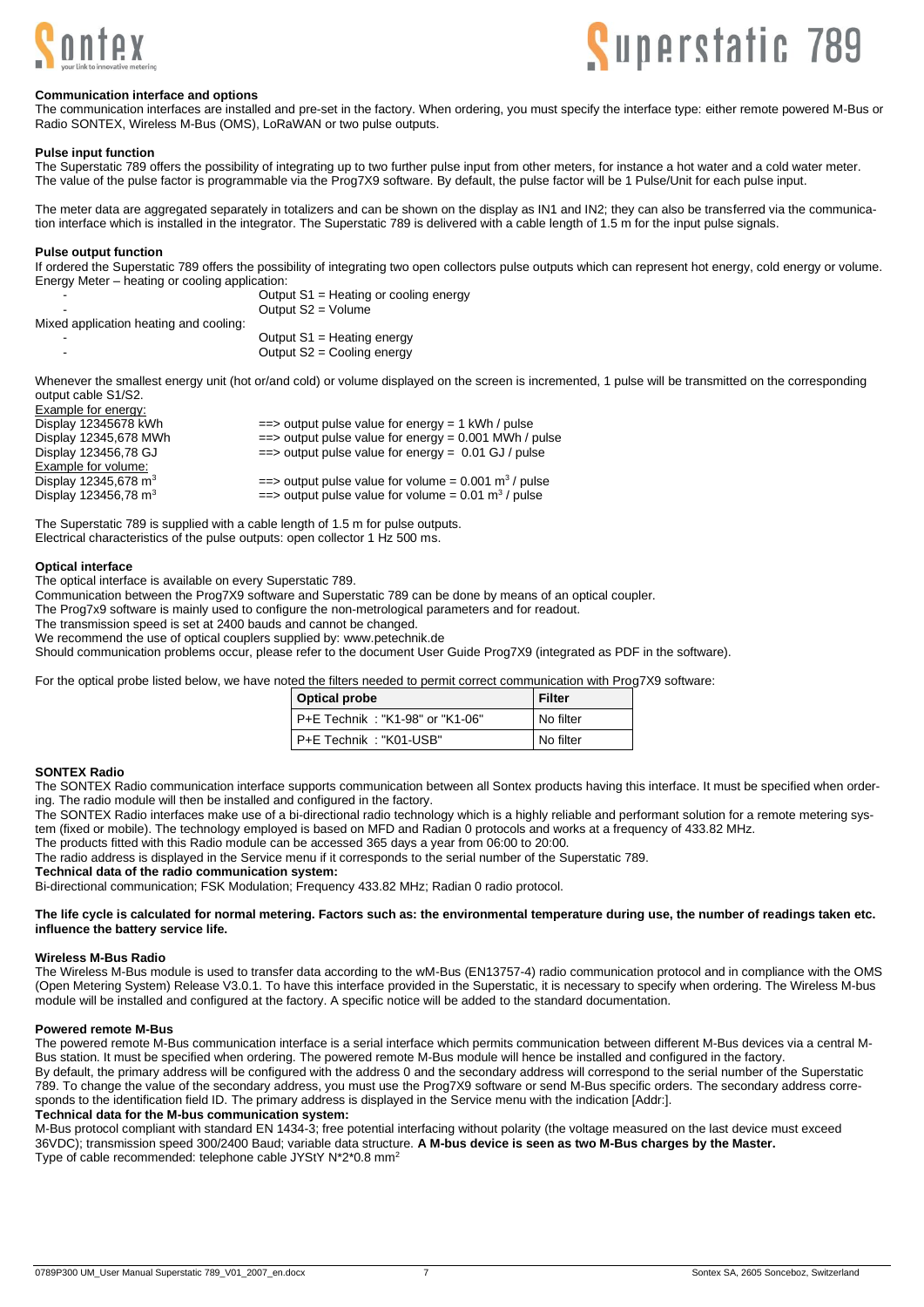### Communication interface and options

The communication interfaces are installed and pre-set in the factory. When ordering, you must specify the interface type: either remote powered M-Bus or Radio SONTEX, Wireless M-Bus (OMS), LoRaWAN or two pulse outputs.

### Pulse input function

The Superstatic 789 offers the possibility of integrating up to two further pulse input from other meters, for instance a hot water and a cold water meter. The value of the pulse factor is programmable via the Prog7X9 software. By default, the pulse factor will be 1 Pulse/Unit for each pulse input.

The meter data are aggregated separately in totalizers and can be shown on the display as IN1 and IN2; they can also be transferred via the communication interface which is installed in the integrator. The Superstatic 789 is delivered with a cable length of 1.5 m for the input pulse signals.

### Pulse output function

If ordered the Superstatic 789 offers the possibility of integrating two open collectors pulse outputs which can represent hot energy, cold energy or volume.

Energy Meter – heating or cooling application:

- Output S1 = Heating or cooling energy
- Output S2 = Volume

Mixed application heating and cooling:

- Output S1 = Heating energy
- Output S2 = Cooling energy

Whenever the smallest energy unit (hot or/and cold) or volume displayed on the screen is incremented, 1 pulse will be transmitted on the corresponding output cable S1/S2.

Example for energy:
Display 12345678 kWh ==> output pulse value for energy = 1 kWh / pulse
Display 12345,678 MWh ==> output pulse value for energy = 0.001 MWh / pulse
Display 123456,78 GJ ==> output pulse value for energy = 0.01 GJ / pulse
Example for volume:
Display 12345,678 $m^3$ ==> output pulse value for volume = 0.001 $m^3$ / pulse
Display 123456,78 $m^3$ ==> output pulse value for volume = 0.01 $m^3$ / pulse

The Superstatic 789 is supplied with a cable length of 1.5 m for pulse outputs.
Electrical characteristics of the pulse outputs: open collector 1 Hz 500 ms.

### Optical interface

The optical interface is available on every Superstatic 789.
Communication between the Prog7X9 software and Superstatic 789 can be done by means of an optical coupler.
The Prog7x9 software is mainly used to configure the non-metrological parameters and for readout.
The transmission speed is set at 2400 bauds and cannot be changed.
We recommend the use of optical couplers supplied by: www.petechnik.de
Should communication problems occur, please refer to the document User Guide Prog7X9 (integrated as PDF in the software).

For the optical probe listed below, we have noted the filters needed to permit correct communication with Prog7X9 software:

| Optical probe | Filter |
|---|---|
| P+E Technik : "K1-98" or "K1-06" | No filter |
| P+E Technik : "K01-USB" | No filter |

### SONTEX Radio

The SONTEX Radio communication interface supports communication between all Sontex products having this interface. It must be specified when ordering. The radio module will then be installed and configured in the factory.
The SONTEX Radio interfaces make use of a bi-directional radio technology which is a highly reliable and performant solution for a remote metering system (fixed or mobile). The technology employed is based on MFD and Radian 0 protocols and works at a frequency of 433.82 MHz.
The products fitted with this Radio module can be accessed 365 days a year from 06:00 to 20:00.
The radio address is displayed in the Service menu if it corresponds to the serial number of the Superstatic 789.
**Technical data of the radio communication system:**
Bi-directional communication; FSK Modulation; Frequency 433.82 MHz; Radian 0 radio protocol.

**The life cycle is calculated for normal metering. Factors such as: the environmental temperature during use, the number of readings taken etc. influence the battery service life.**

### Wireless M-Bus Radio

The Wireless M-Bus module is used to transfer data according to the wM-Bus (EN13757-4) radio communication protocol and in compliance with the OMS (Open Metering System) Release V3.0.1. To have this interface provided in the Superstatic, it is necessary to specify when ordering. The Wireless M-bus module will be installed and configured at the factory. A specific notice will be added to the standard documentation.

### Powered remote M-Bus

The powered remote M-Bus communication interface is a serial interface which permits communication between different M-Bus devices via a central M-Bus station. It must be specified when ordering. The powered remote M-Bus module will hence be installed and configured in the factory.
By default, the primary address will be configured with the address 0 and the secondary address will correspond to the serial number of the Superstatic 789. To change the value of the secondary address, you must use the Prog7X9 software or send M-Bus specific orders. The secondary address corresponds to the identification field ID. The primary address is displayed in the Service menu with the indication [Addr:].
**Technical data for the M-bus communication system:**
M-Bus protocol compliant with standard EN 1434-3; free potential interfacing without polarity (the voltage measured on the last device must exceed 36VDC); transmission speed 300/2400 Baud; variable data structure. **A M-bus device is seen as two M-Bus charges by the Master.**
Type of cable recommended: telephone cable JYStY N*2*0.8 $mm^2$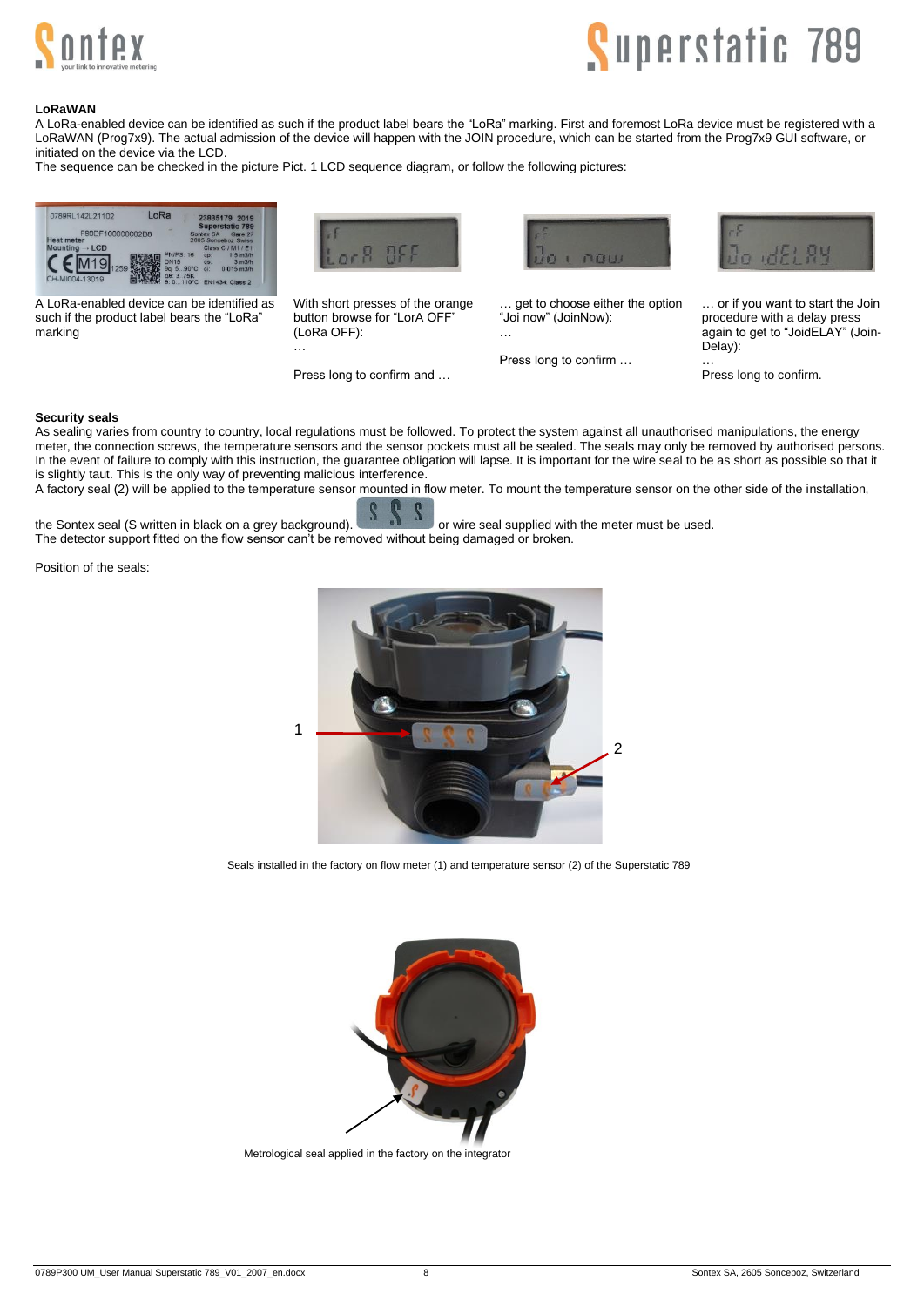**LoRaWAN**

A LoRa-enabled device can be identified as such if the product label bears the “LoRa” marking. First and foremost LoRa device must be registered with a LoRaWAN (Prog7x9). The actual admission of the device will happen with the JOIN procedure, which can be started from the Prog7x9 GUI software, or initiated on the device via the LCD.

The sequence can be checked in the picture Pict. 1 LCD sequence diagram, or follow the following pictures:

A LoRa-enabled device can be identified as such if the product label bears the “LoRa” marking

With short presses of the orange button browse for “LorA OFF” (LoRa OFF):

…

Press long to confirm and …

… get to choose either the option “Joi now” (JoinNow):

…

Press long to confirm …

… or if you want to start the Join procedure with a delay press again to get to “JoidELAY” (Join-Delay):

…

Press long to confirm.

**Security seals**

As sealing varies from country to country, local regulations must be followed. To protect the system against all unauthorised manipulations, the energy meter, the connection screws, the temperature sensors and the sensor pockets must all be sealed. The seals may only be removed by authorised persons. In the event of failure to comply with this instruction, the guarantee obligation will lapse. It is important for the wire seal to be as short as possible so that it is slightly taut. This is the only way of preventing malicious interference.

A factory seal (2) will be applied to the temperature sensor mounted in flow meter. To mount the temperature sensor on the other side of the installation, the Sontex seal (S written in black on a grey background). or wire seal supplied with the meter must be used.

The detector support fitted on the flow sensor can’t be removed without being damaged or broken.

Position of the seals:

Seals installed in the factory on flow meter (1) and temperature sensor (2) of the Superstatic 789

Metrological seal applied in the factory on the integrator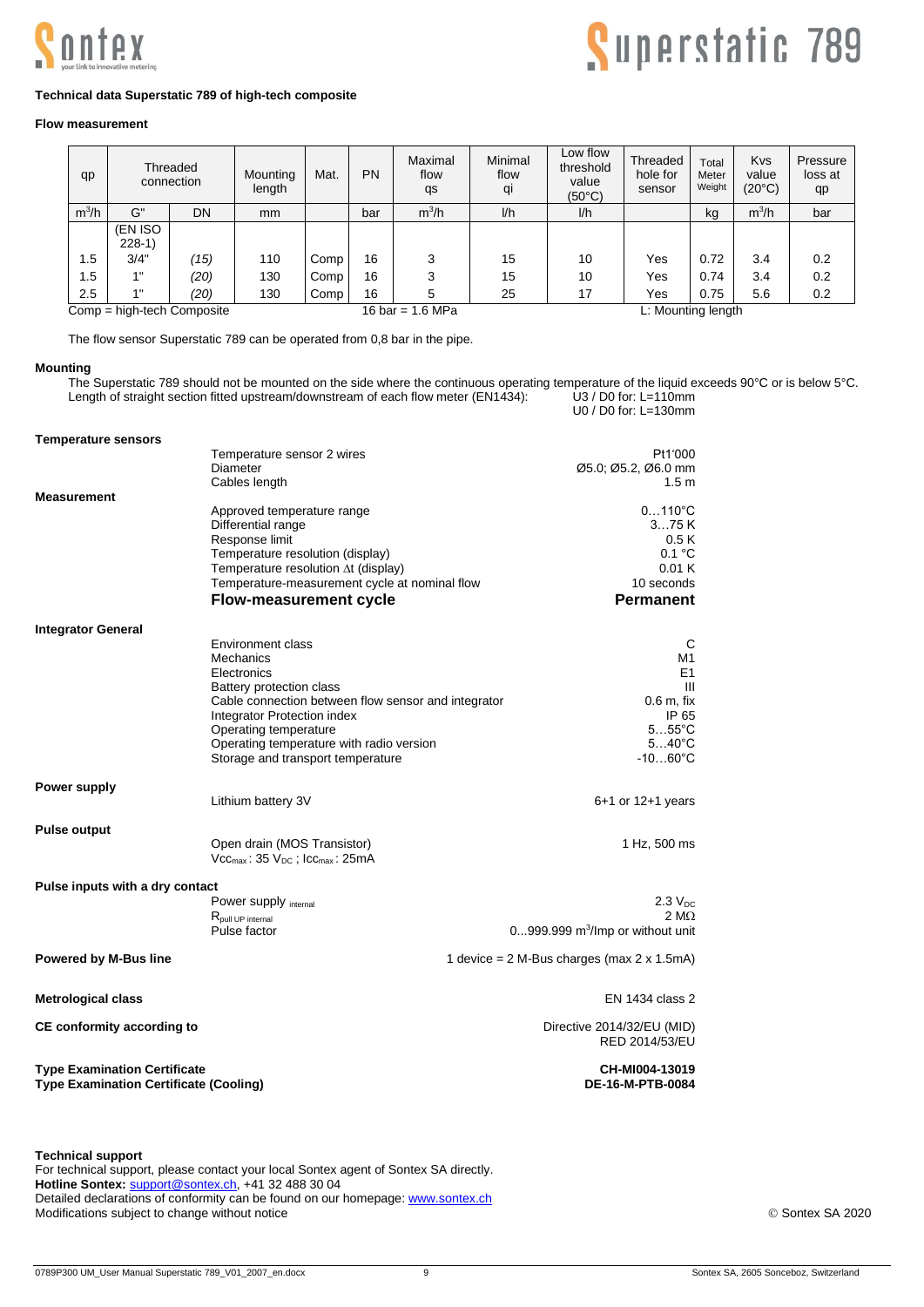**Technical data Superstatic 789 of high-tech composite**

**Flow measurement**

| qp | Threaded connection | | Mounting length | Mat. | PN | Maximal flow qs | Minimal flow qi | Low flow threshold value (50°C) | Threaded hole for sensor | Total Meter Weight | Kvs value (20°C) | Pressure loss at qp |
|---|---|---|---|---|---|---|---|---|---|---|---|---|
| $m^3/h$ | G" | DN | mm | | bar | $m^3/h$ | l/h | l/h | | kg | $m^3/h$ | bar |
| | (EN ISO 228-1) | | | | | | | | | | | |
| 1.5 | 3/4" | *(15)* | 110 | Comp | 16 | 3 | 15 | 10 | Yes | 0.72 | 3.4 | 0.2 |
| 1.5 | 1" | *(20)* | 130 | Comp | 16 | 3 | 15 | 10 | Yes | 0.74 | 3.4 | 0.2 |
| 2.5 | 1" | *(20)* | 130 | Comp | 16 | 5 | 25 | 17 | Yes | 0.75 | 5.6 | 0.2 |

Comp = high-tech Composite 16 bar = 1.6 MPa L: Mounting length

The flow sensor Superstatic 789 can be operated from 0,8 bar in the pipe.

**Mounting**

The Superstatic 789 should not be mounted on the side where the continuous operating temperature of the liquid exceeds 90°C or is below 5°C.
Length of straight section fitted upstream/downstream of each flow meter (EN1434): U3 / D0 for: L=110mm
U0 / D0 for: L=130mm

**Temperature sensors**

| | |
|---|---|
| Temperature sensor 2 wires | Pt1'000 |
| Diameter | Ø5.0; Ø5.2, Ø6.0 mm |
| Cables length | 1.5 m |

**Measurement**

| | |
|---|---|
| Approved temperature range | 0…110°C |
| Differential range | 3…75 K |
| Response limit | 0.5 K |
| Temperature resolution (display) | 0.1 °C |
| Temperature resolution Δt (display) | 0.01 K |
| Temperature-measurement cycle at nominal flow | 10 seconds |
| **Flow-measurement cycle** | **Permanent** |

**Integrator General**

| | |
|---|---|
| Environment class | C |
| Mechanics | M1 |
| Electronics | E1 |
| Battery protection class | III |
| Cable connection between flow sensor and integrator | 0.6 m, fix |
| Integrator Protection index | IP 65 |
| Operating temperature | 5…55°C |
| Operating temperature with radio version | 5…40°C |
| Storage and transport temperature | -10…60°C |

**Power supply**

Lithium battery 3V — 6+1 or 12+1 years

**Pulse output**

Open drain (MOS Transistor) — 1 Hz, 500 ms
$Vcc_{max}$: 35 $V_{DC}$ ; $Icc_{max}$: 25mA

**Pulse inputs with a dry contact**

| | |
|---|---|
| Power supply $_{internal}$ | 2.3 $V_{DC}$ |
| $R_{pull\ UP\ internal}$ | 2 MΩ |
| Pulse factor | 0...999.999 $m^3$/Imp or without unit |

**Powered by M-Bus line** — 1 device = 2 M-Bus charges (max 2 x 1.5mA)

**Metrological class** — EN 1434 class 2

**CE conformity according to** — Directive 2014/32/EU (MID)
RED 2014/53/EU

**Type Examination Certificate** — **CH-MI004-13019**
**Type Examination Certificate (Cooling)** — **DE-16-M-PTB-0084**

**Technical support**
For technical support, please contact your local Sontex agent of Sontex SA directly.
**Hotline Sontex:** support@sontex.ch, +41 32 488 30 04
Detailed declarations of conformity can be found on our homepage: www.sontex.ch
Modifications subject to change without notice

© Sontex SA 2020